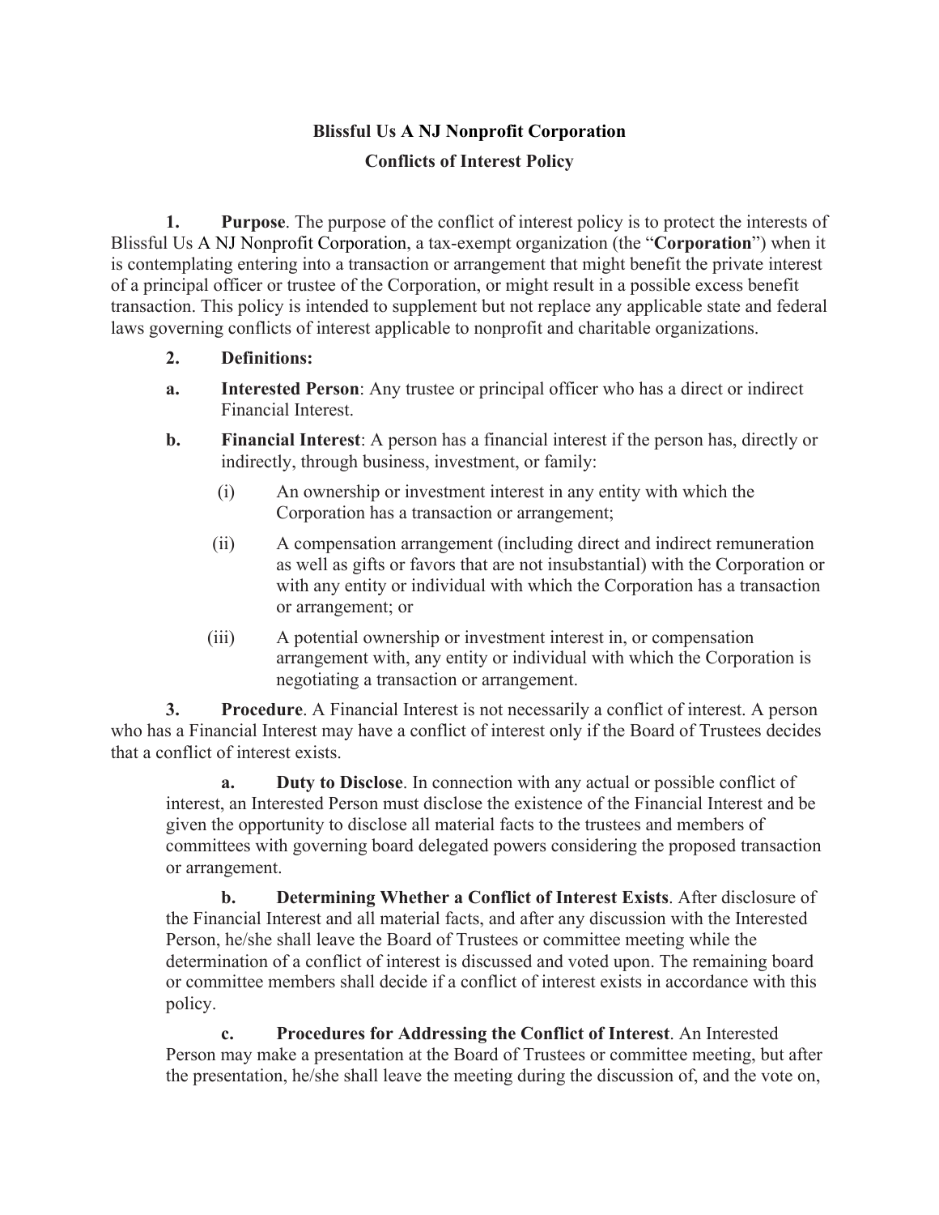**Blissful Us A NJ Nonprofit Corporation**

**Conflicts of Interest Policy**

**1. Purpose**. The purpose of the conflict of interest policy is to protect the interests of Blissful Us A NJ Nonprofit Corporation, a tax-exempt organization (the "**Corporation**") when it is contemplating entering into a transaction or arrangement that might benefit the private interest of a principal officer or trustee of the Corporation, or might result in a possible excess benefit transaction. This policy is intended to supplement but not replace any applicable state and federal laws governing conflicts of interest applicable to nonprofit and charitable organizations.

**2. Definitions:**

**a. Interested Person**: Any trustee or principal officer who has a direct or indirect Financial Interest.

**b. Financial Interest**: A person has a financial interest if the person has, directly or indirectly, through business, investment, or family:

(i) An ownership or investment interest in any entity with which the Corporation has a transaction or arrangement;

(ii) A compensation arrangement (including direct and indirect remuneration as well as gifts or favors that are not insubstantial) with the Corporation or with any entity or individual with which the Corporation has a transaction or arrangement; or

(iii) A potential ownership or investment interest in, or compensation arrangement with, any entity or individual with which the Corporation is negotiating a transaction or arrangement.

**3. Procedure**. A Financial Interest is not necessarily a conflict of interest. A person who has a Financial Interest may have a conflict of interest only if the Board of Trustees decides that a conflict of interest exists.

**a. Duty to Disclose**. In connection with any actual or possible conflict of interest, an Interested Person must disclose the existence of the Financial Interest and be given the opportunity to disclose all material facts to the trustees and members of committees with governing board delegated powers considering the proposed transaction or arrangement.

**b. Determining Whether a Conflict of Interest Exists**. After disclosure of the Financial Interest and all material facts, and after any discussion with the Interested Person, he/she shall leave the Board of Trustees or committee meeting while the determination of a conflict of interest is discussed and voted upon. The remaining board or committee members shall decide if a conflict of interest exists in accordance with this policy.

**c. Procedures for Addressing the Conflict of Interest**. An Interested Person may make a presentation at the Board of Trustees or committee meeting, but after the presentation, he/she shall leave the meeting during the discussion of, and the vote on,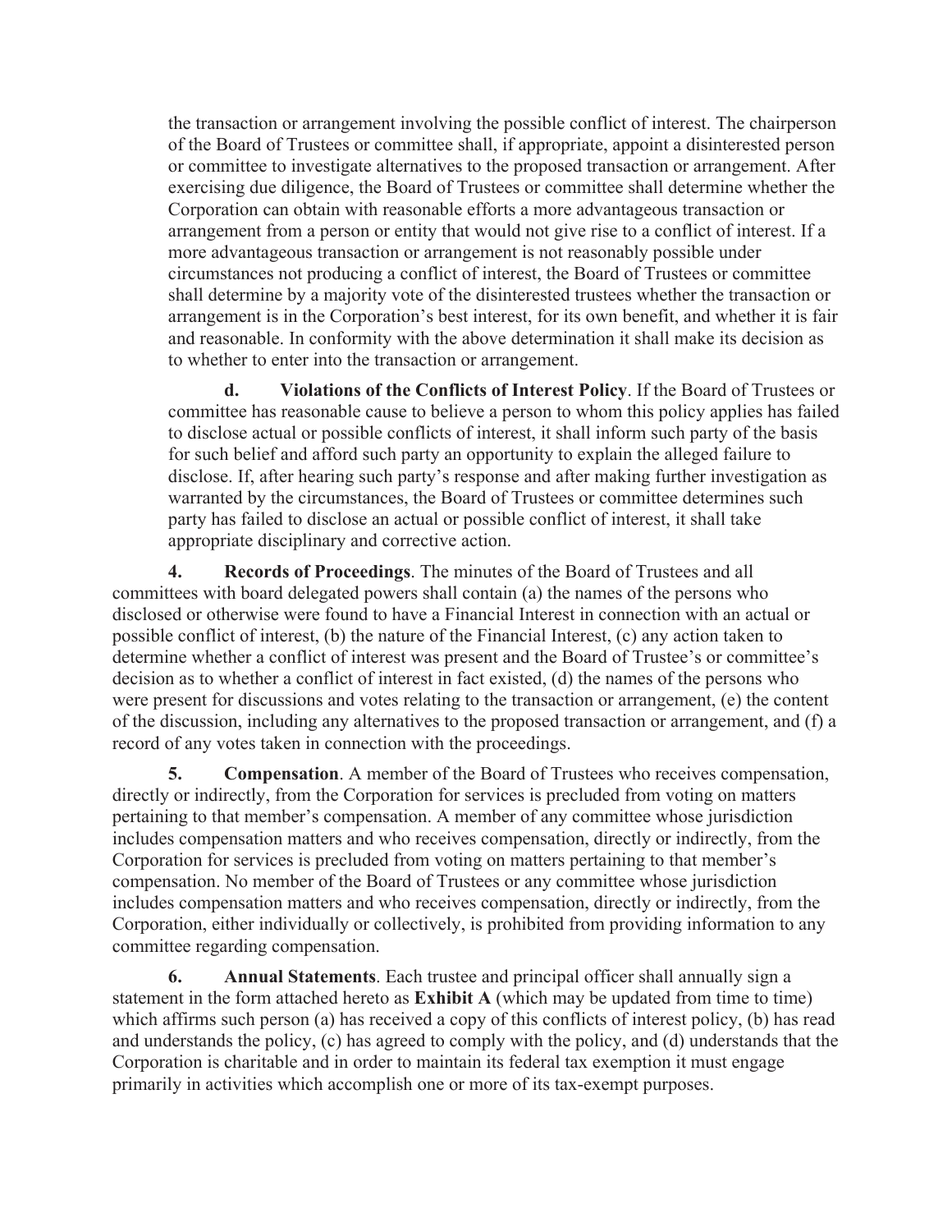the transaction or arrangement involving the possible conflict of interest. The chairperson of the Board of Trustees or committee shall, if appropriate, appoint a disinterested person or committee to investigate alternatives to the proposed transaction or arrangement. After exercising due diligence, the Board of Trustees or committee shall determine whether the Corporation can obtain with reasonable efforts a more advantageous transaction or arrangement from a person or entity that would not give rise to a conflict of interest. If a more advantageous transaction or arrangement is not reasonably possible under circumstances not producing a conflict of interest, the Board of Trustees or committee shall determine by a majority vote of the disinterested trustees whether the transaction or arrangement is in the Corporation's best interest, for its own benefit, and whether it is fair and reasonable. In conformity with the above determination it shall make its decision as to whether to enter into the transaction or arrangement.

**d. Violations of the Conflicts of Interest Policy**. If the Board of Trustees or committee has reasonable cause to believe a person to whom this policy applies has failed to disclose actual or possible conflicts of interest, it shall inform such party of the basis for such belief and afford such party an opportunity to explain the alleged failure to disclose. If, after hearing such party's response and after making further investigation as warranted by the circumstances, the Board of Trustees or committee determines such party has failed to disclose an actual or possible conflict of interest, it shall take appropriate disciplinary and corrective action.

**4. Records of Proceedings**. The minutes of the Board of Trustees and all committees with board delegated powers shall contain (a) the names of the persons who disclosed or otherwise were found to have a Financial Interest in connection with an actual or possible conflict of interest, (b) the nature of the Financial Interest, (c) any action taken to determine whether a conflict of interest was present and the Board of Trustee's or committee's decision as to whether a conflict of interest in fact existed, (d) the names of the persons who were present for discussions and votes relating to the transaction or arrangement, (e) the content of the discussion, including any alternatives to the proposed transaction or arrangement, and (f) a record of any votes taken in connection with the proceedings.

**5. Compensation**. A member of the Board of Trustees who receives compensation, directly or indirectly, from the Corporation for services is precluded from voting on matters pertaining to that member's compensation. A member of any committee whose jurisdiction includes compensation matters and who receives compensation, directly or indirectly, from the Corporation for services is precluded from voting on matters pertaining to that member's compensation. No member of the Board of Trustees or any committee whose jurisdiction includes compensation matters and who receives compensation, directly or indirectly, from the Corporation, either individually or collectively, is prohibited from providing information to any committee regarding compensation.

**6. Annual Statements**. Each trustee and principal officer shall annually sign a statement in the form attached hereto as **Exhibit A** (which may be updated from time to time) which affirms such person (a) has received a copy of this conflicts of interest policy, (b) has read and understands the policy, (c) has agreed to comply with the policy, and (d) understands that the Corporation is charitable and in order to maintain its federal tax exemption it must engage primarily in activities which accomplish one or more of its tax-exempt purposes.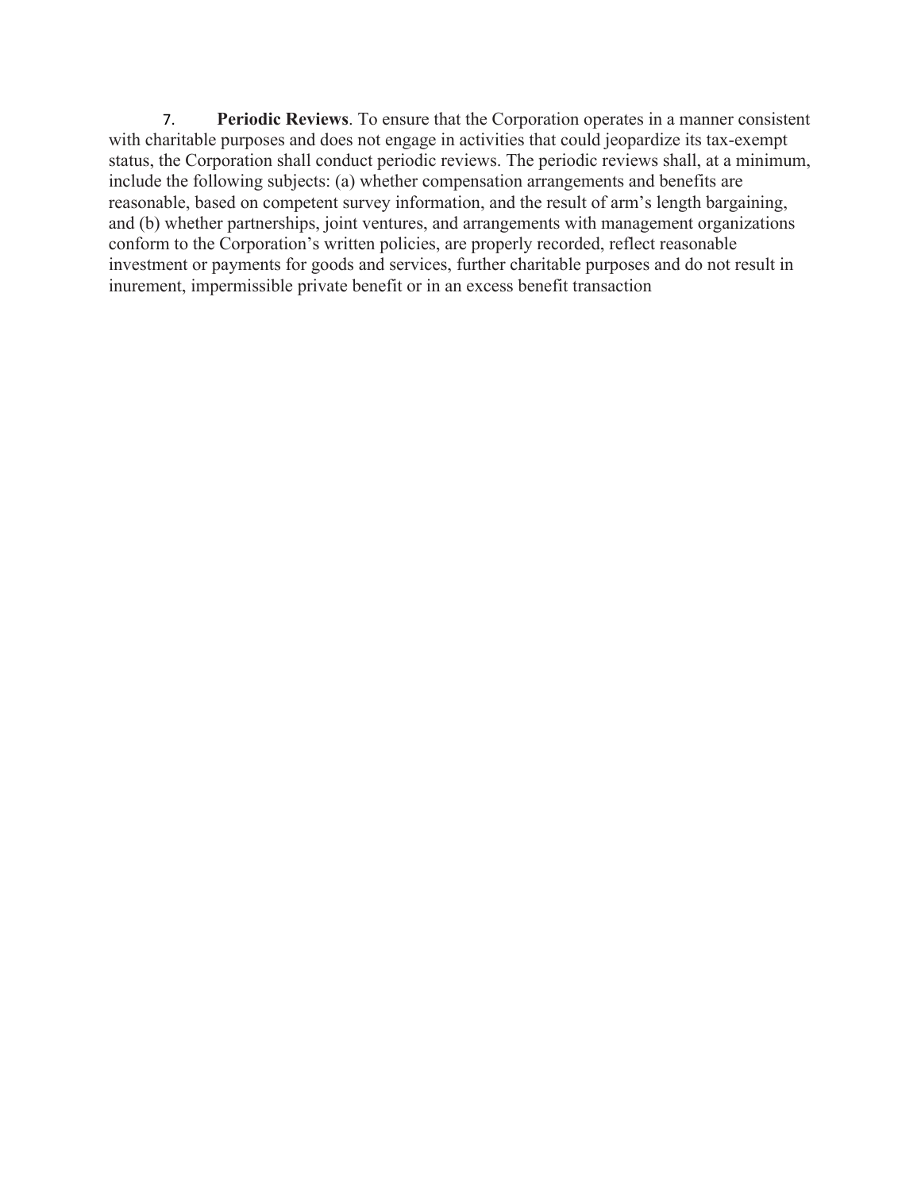7. **Periodic Reviews**. To ensure that the Corporation operates in a manner consistent with charitable purposes and does not engage in activities that could jeopardize its tax-exempt status, the Corporation shall conduct periodic reviews. The periodic reviews shall, at a minimum, include the following subjects: (a) whether compensation arrangements and benefits are reasonable, based on competent survey information, and the result of arm's length bargaining, and (b) whether partnerships, joint ventures, and arrangements with management organizations conform to the Corporation's written policies, are properly recorded, reflect reasonable investment or payments for goods and services, further charitable purposes and do not result in inurement, impermissible private benefit or in an excess benefit transaction